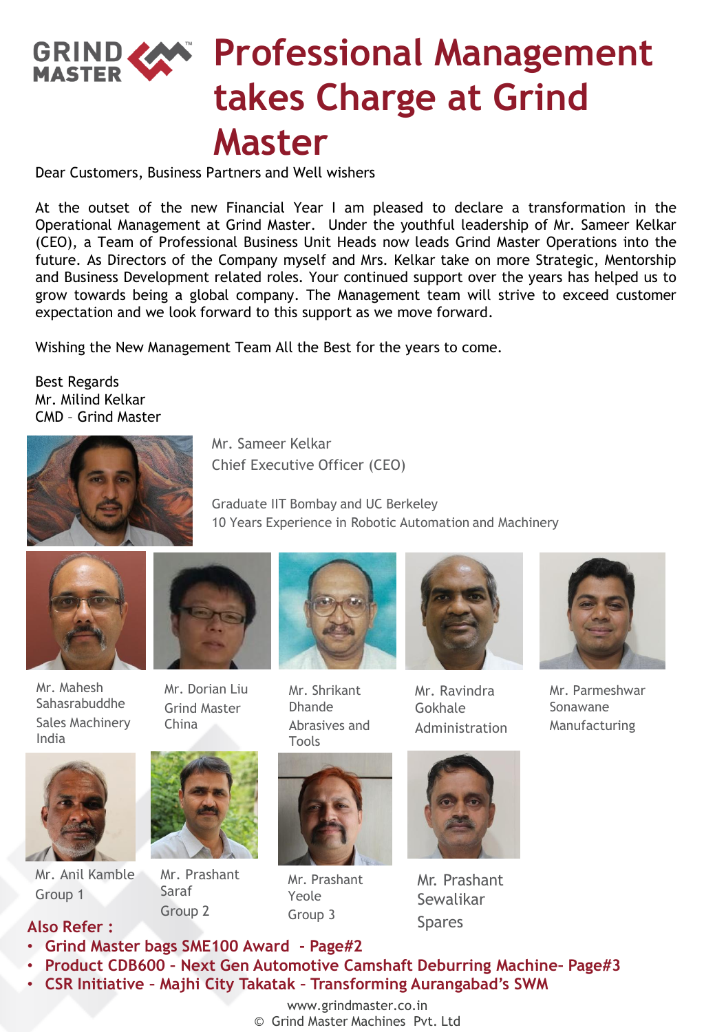# Professional Management takes Charge at Grind Master

Dear Customers, Business Partners and Well wishers

At the outset of the new Financial Year I am pleased to declare a transformation in the Operational Management at Grind Master. Under the youthful leadership of Mr. Sameer Kelkar (CEO), a Team of Professional Business Unit Heads now leads Grind Master Operations into the future. As Directors of the Company myself and Mrs. Kelkar take on more Strategic, Mentorship and Business Development related roles. Your continued support over the years has helped us to grow towards being a global company. The Management team will strive to exceed customer expectation and we look forward to this support as we move forward.

Wishing the New Management Team All the Best for the years to come.

Best Regards
Mr. Milind Kelkar
CMD – Grind Master

Mr. Sameer Kelkar
Chief Executive Officer (CEO)

Graduate IIT Bombay and UC Berkeley
10 Years Experience in Robotic Automation and Machinery

Mr. Mahesh Sahasrabuddhe
Sales Machinery India

Mr. Dorian Liu
Grind Master China

Mr. Shrikant Dhande
Abrasives and Tools

Mr. Ravindra Gokhale
Administration

Mr. Parmeshwar Sonawane
Manufacturing

Mr. Anil Kamble
Group 1

Mr. Prashant Saraf
Group 2

Mr. Prashant Yeole
Group 3

Mr. Prashant Sewalikar
Spares

**Also Refer :**

- **Grind Master bags SME100 Award - Page#2**
- **Product CDB600 – Next Gen Automotive Camshaft Deburring Machine– Page#3**
- **CSR Initiative – Majhi City Takatak – Transforming Aurangabad's SWM**

www.grindmaster.co.in
© Grind Master Machines Pvt. Ltd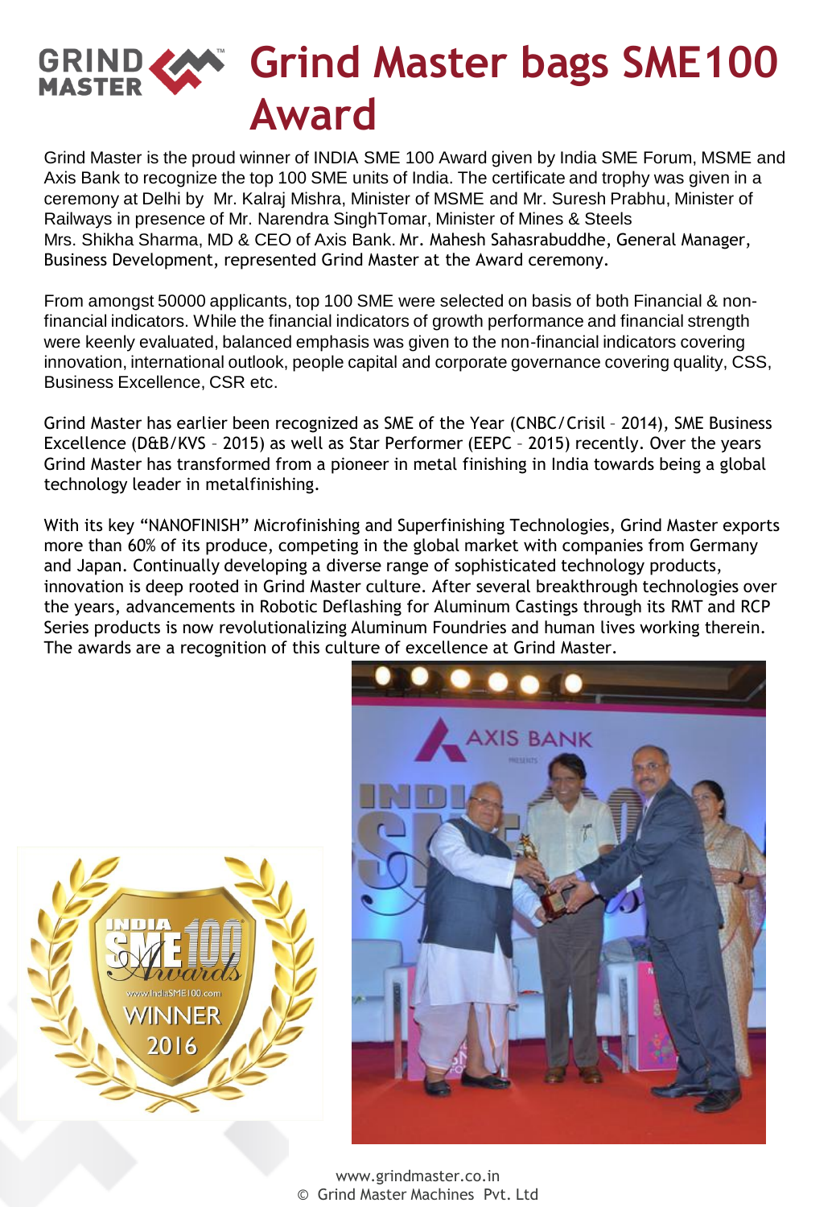# Grind Master bags SME100 Award

Grind Master is the proud winner of INDIA SME 100 Award given by India SME Forum, MSME and Axis Bank to recognize the top 100 SME units of India. The certificate and trophy was given in a ceremony at Delhi by Mr. Kalraj Mishra, Minister of MSME and Mr. Suresh Prabhu, Minister of Railways in presence of Mr. Narendra SinghTomar, Minister of Mines & Steels Mrs. Shikha Sharma, MD & CEO of Axis Bank. Mr. Mahesh Sahasrabuddhe, General Manager, Business Development, represented Grind Master at the Award ceremony.

From amongst 50000 applicants, top 100 SME were selected on basis of both Financial & non-financial indicators. While the financial indicators of growth performance and financial strength were keenly evaluated, balanced emphasis was given to the non-financial indicators covering innovation, international outlook, people capital and corporate governance covering quality, CSS, Business Excellence, CSR etc.

Grind Master has earlier been recognized as SME of the Year (CNBC/Crisil – 2014), SME Business Excellence (D&B/KVS – 2015) as well as Star Performer (EEPC – 2015) recently. Over the years Grind Master has transformed from a pioneer in metal finishing in India towards being a global technology leader in metalfinishing.

With its key "NANOFINISH" Microfinishing and Superfinishing Technologies, Grind Master exports more than 60% of its produce, competing in the global market with companies from Germany and Japan. Continually developing a diverse range of sophisticated technology products, innovation is deep rooted in Grind Master culture. After several breakthrough technologies over the years, advancements in Robotic Deflashing for Aluminum Castings through its RMT and RCP Series products is now revolutionalizing Aluminum Foundries and human lives working therein. The awards are a recognition of this culture of excellence at Grind Master.

www.grindmaster.co.in

© Grind Master Machines Pvt. Ltd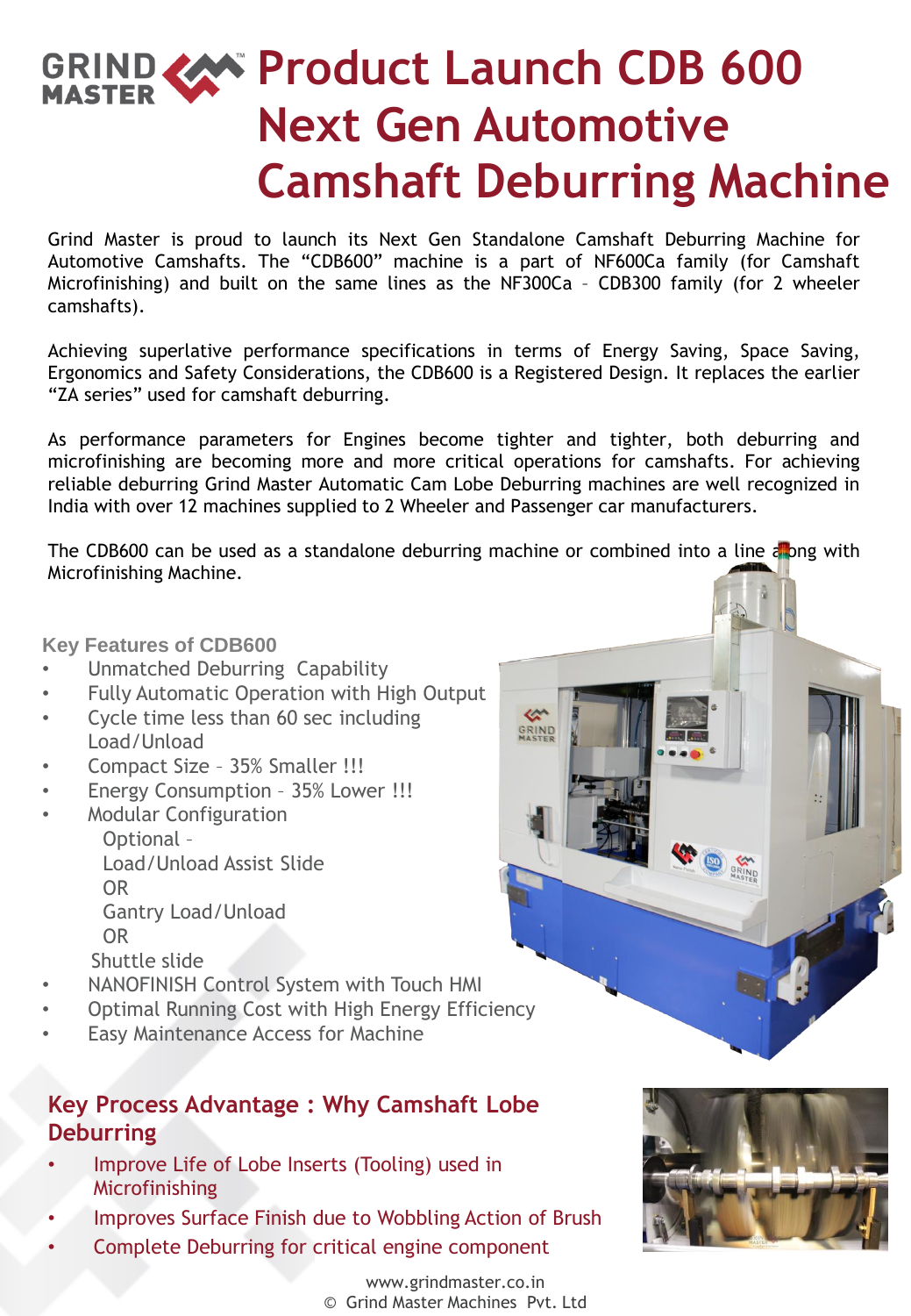# Product Launch CDB 600 Next Gen Automotive Camshaft Deburring Machine

Grind Master is proud to launch its Next Gen Standalone Camshaft Deburring Machine for Automotive Camshafts. The "CDB600" machine is a part of NF600Ca family (for Camshaft Microfinishing) and built on the same lines as the NF300Ca – CDB300 family (for 2 wheeler camshafts).

Achieving superlative performance specifications in terms of Energy Saving, Space Saving, Ergonomics and Safety Considerations, the CDB600 is a Registered Design. It replaces the earlier "ZA series" used for camshaft deburring.

As performance parameters for Engines become tighter and tighter, both deburring and microfinishing are becoming more and more critical operations for camshafts. For achieving reliable deburring Grind Master Automatic Cam Lobe Deburring machines are well recognized in India with over 12 machines supplied to 2 Wheeler and Passenger car manufacturers.

The CDB600 can be used as a standalone deburring machine or combined into a line along with Microfinishing Machine.

### Key Features of CDB600

- Unmatched Deburring Capability
- Fully Automatic Operation with High Output
- Cycle time less than 60 sec including Load/Unload
- Compact Size – 35% Smaller !!!
- Energy Consumption – 35% Lower !!!
- Modular Configuration
  Optional –
  Load/Unload Assist Slide
  OR
  Gantry Load/Unload
  OR
  Shuttle slide
- NANOFINISH Control System with Touch HMI
- Optimal Running Cost with High Energy Efficiency
- Easy Maintenance Access for Machine

## Key Process Advantage : Why Camshaft Lobe Deburring

- Improve Life of Lobe Inserts (Tooling) used in Microfinishing
- Improves Surface Finish due to Wobbling Action of Brush
- Complete Deburring for critical engine component

www.grindmaster.co.in
© Grind Master Machines Pvt. Ltd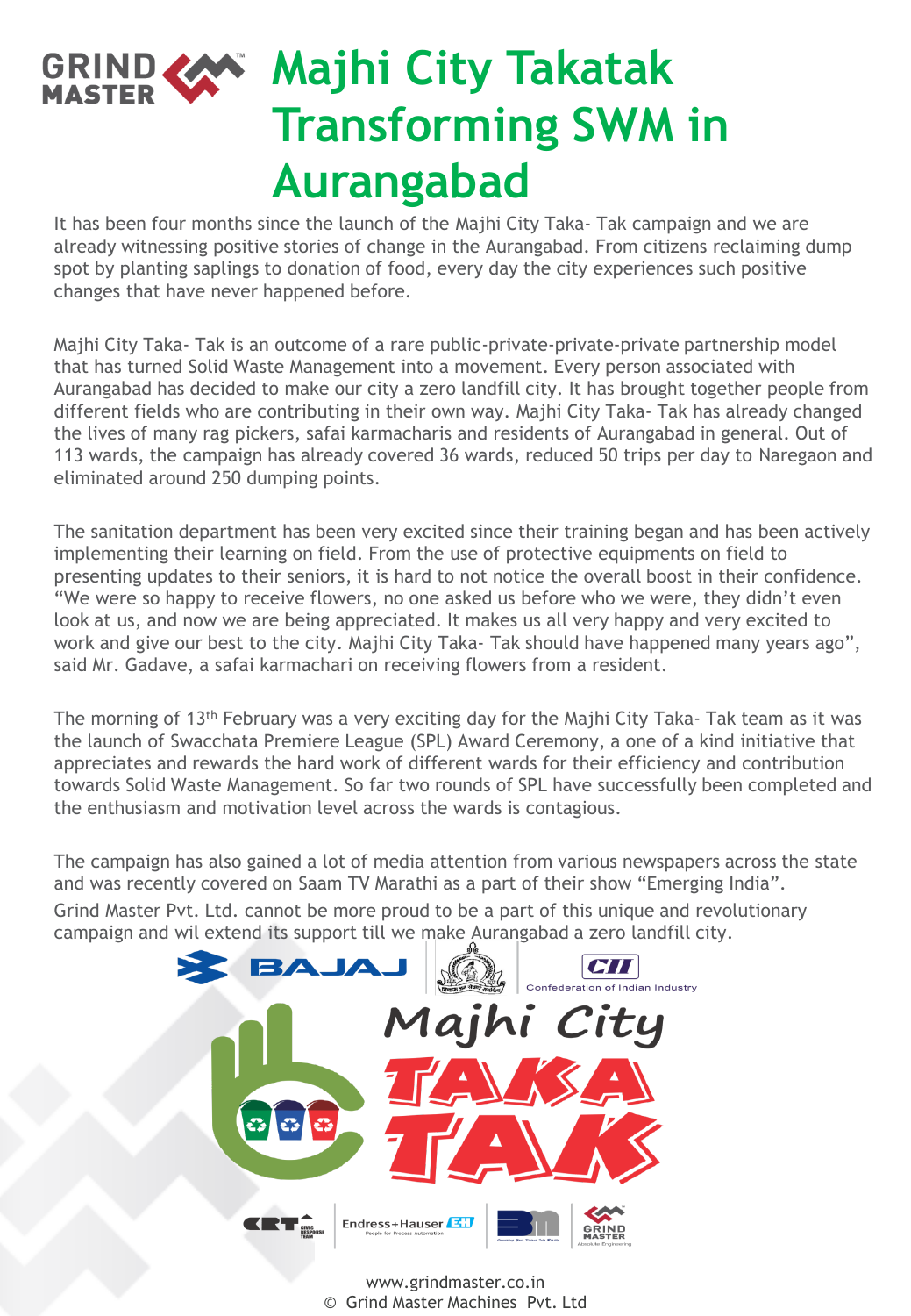# Majhi City Takatak Transforming SWM in Aurangabad

It has been four months since the launch of the Majhi City Taka- Tak campaign and we are already witnessing positive stories of change in the Aurangabad. From citizens reclaiming dump spot by planting saplings to donation of food, every day the city experiences such positive changes that have never happened before.

Majhi City Taka- Tak is an outcome of a rare public-private-private-private partnership model that has turned Solid Waste Management into a movement. Every person associated with Aurangabad has decided to make our city a zero landfill city. It has brought together people from different fields who are contributing in their own way. Majhi City Taka- Tak has already changed the lives of many rag pickers, safai karmacharis and residents of Aurangabad in general. Out of 113 wards, the campaign has already covered 36 wards, reduced 50 trips per day to Naregaon and eliminated around 250 dumping points.

The sanitation department has been very excited since their training began and has been actively implementing their learning on field. From the use of protective equipments on field to presenting updates to their seniors, it is hard to not notice the overall boost in their confidence. "We were so happy to receive flowers, no one asked us before who we were, they didn't even look at us, and now we are being appreciated. It makes us all very happy and very excited to work and give our best to the city. Majhi City Taka- Tak should have happened many years ago", said Mr. Gadave, a safai karmachari on receiving flowers from a resident.

The morning of 13th February was a very exciting day for the Majhi City Taka- Tak team as it was the launch of Swacchata Premiere League (SPL) Award Ceremony, a one of a kind initiative that appreciates and rewards the hard work of different wards for their efficiency and contribution towards Solid Waste Management. So far two rounds of SPL have successfully been completed and the enthusiasm and motivation level across the wards is contagious.

The campaign has also gained a lot of media attention from various newspapers across the state and was recently covered on Saam TV Marathi as a part of their show "Emerging India".

Grind Master Pvt. Ltd. cannot be more proud to be a part of this unique and revolutionary campaign and wil extend its support till we make Aurangabad a zero landfill city.

BAJAJ | CII Confederation of Indian Industry

Majhi City TAKA TAK

CRT Civic Response Team | Endress+Hauser | GRIND MASTER

www.grindmaster.co.in

© Grind Master Machines Pvt. Ltd